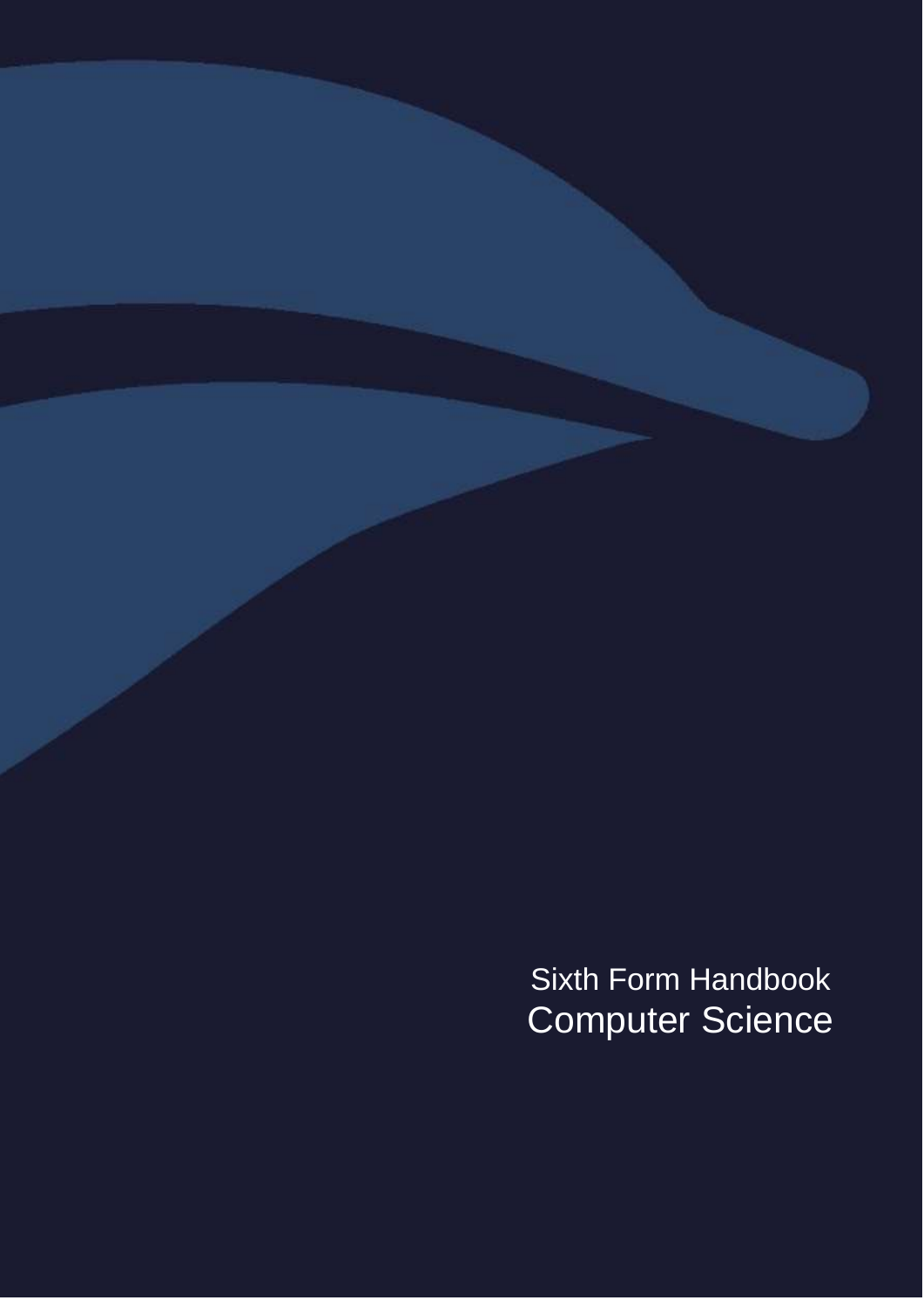Sixth Form Handbook

# Computer Science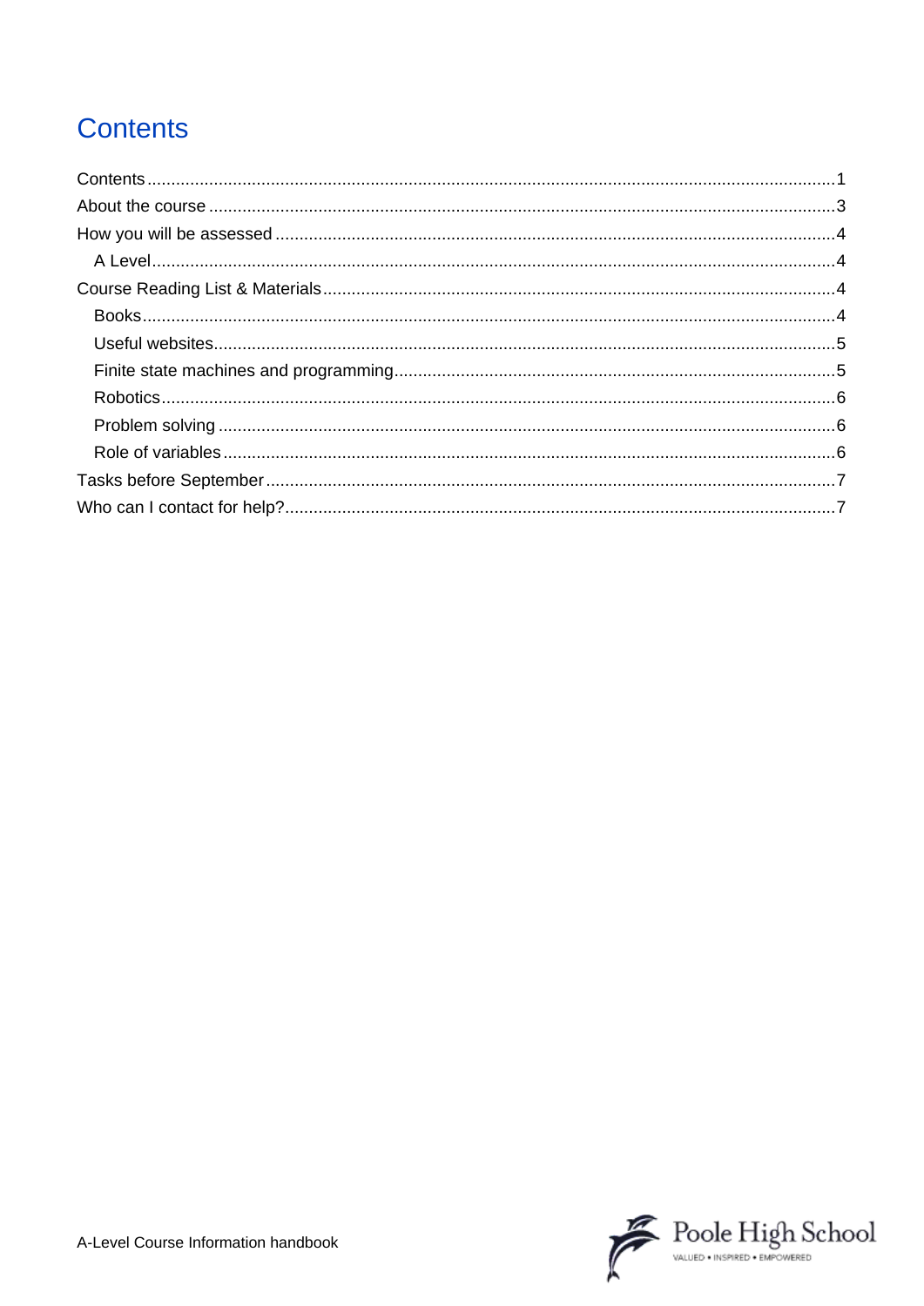# Contents

- Contents ........ 1
- About the course ........ 3
- How you will be assessed ........ 4
  - A Level ........ 4
- Course Reading List & Materials ........ 4
  - Books ........ 4
  - Useful websites ........ 5
  - Finite state machines and programming ........ 5
  - Robotics ........ 6
  - Problem solving ........ 6
  - Role of variables ........ 6
- Tasks before September ........ 7
- Who can I contact for help? ........ 7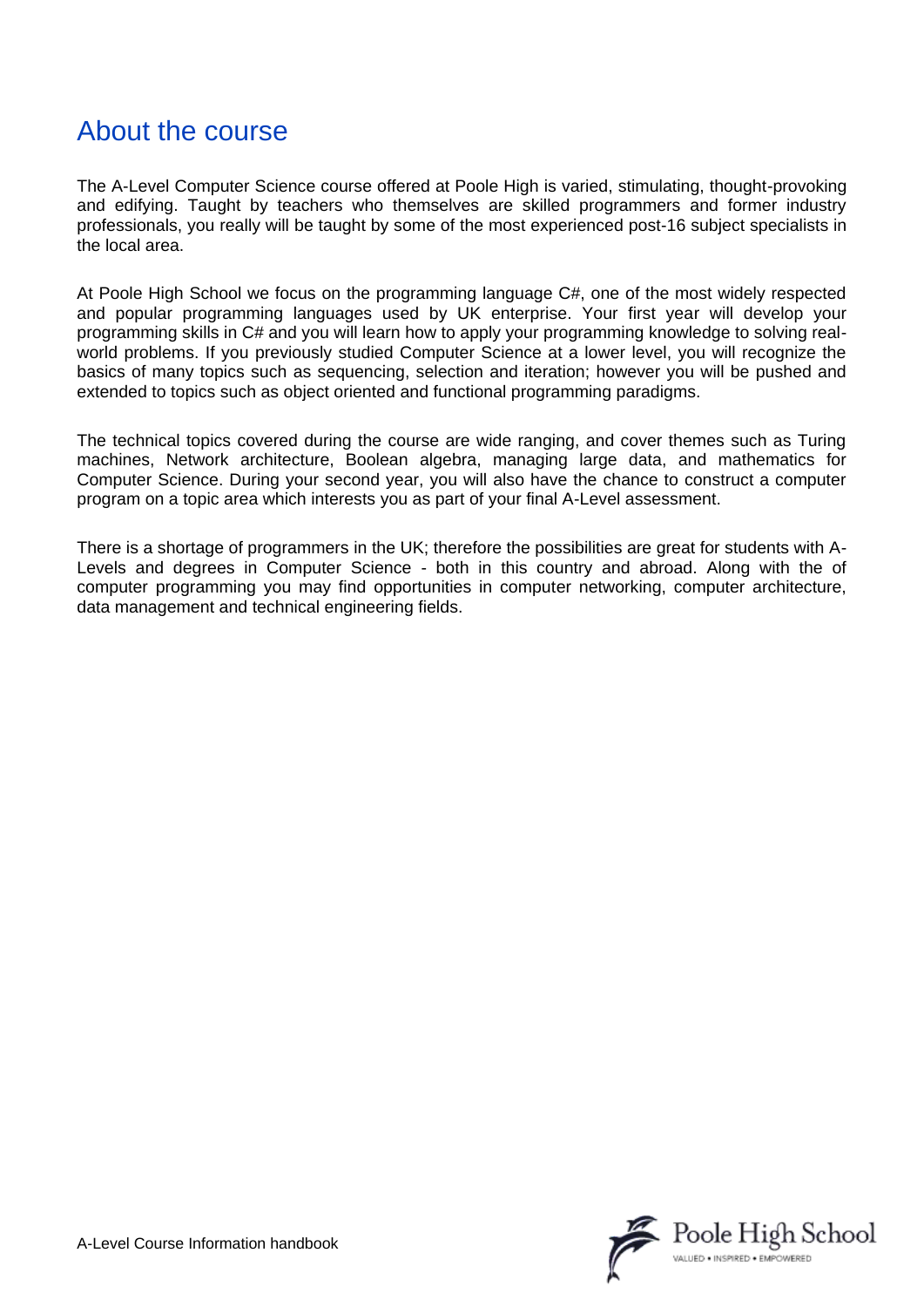# About the course

The A-Level Computer Science course offered at Poole High is varied, stimulating, thought-provoking and edifying. Taught by teachers who themselves are skilled programmers and former industry professionals, you really will be taught by some of the most experienced post-16 subject specialists in the local area.

At Poole High School we focus on the programming language C#, one of the most widely respected and popular programming languages used by UK enterprise. Your first year will develop your programming skills in C# and you will learn how to apply your programming knowledge to solving real-world problems. If you previously studied Computer Science at a lower level, you will recognize the basics of many topics such as sequencing, selection and iteration; however you will be pushed and extended to topics such as object oriented and functional programming paradigms.

The technical topics covered during the course are wide ranging, and cover themes such as Turing machines, Network architecture, Boolean algebra, managing large data, and mathematics for Computer Science. During your second year, you will also have the chance to construct a computer program on a topic area which interests you as part of your final A-Level assessment.

There is a shortage of programmers in the UK; therefore the possibilities are great for students with A-Levels and degrees in Computer Science - both in this country and abroad. Along with the of computer programming you may find opportunities in computer networking, computer architecture, data management and technical engineering fields.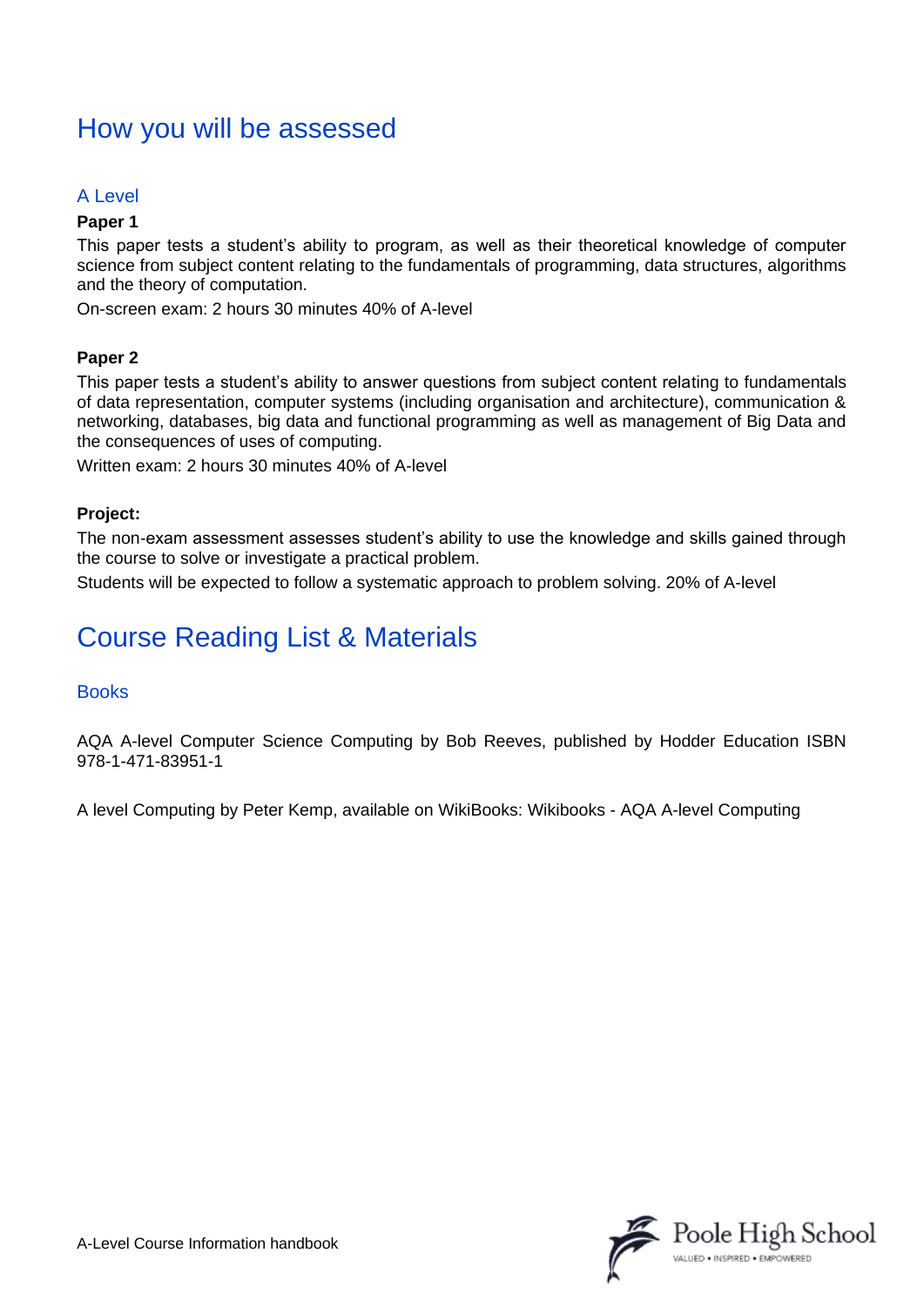# How you will be assessed

## A Level

**Paper 1**

This paper tests a student's ability to program, as well as their theoretical knowledge of computer science from subject content relating to the fundamentals of programming, data structures, algorithms and the theory of computation.

On-screen exam: 2 hours 30 minutes 40% of A-level

**Paper 2**

This paper tests a student's ability to answer questions from subject content relating to fundamentals of data representation, computer systems (including organisation and architecture), communication & networking, databases, big data and functional programming as well as management of Big Data and the consequences of uses of computing.

Written exam: 2 hours 30 minutes 40% of A-level

**Project:**

The non-exam assessment assesses student's ability to use the knowledge and skills gained through the course to solve or investigate a practical problem.

Students will be expected to follow a systematic approach to problem solving. 20% of A-level

# Course Reading List & Materials

## Books

AQA A-level Computer Science Computing by Bob Reeves, published by Hodder Education ISBN 978-1-471-83951-1

A level Computing by Peter Kemp, available on WikiBooks: Wikibooks - AQA A-level Computing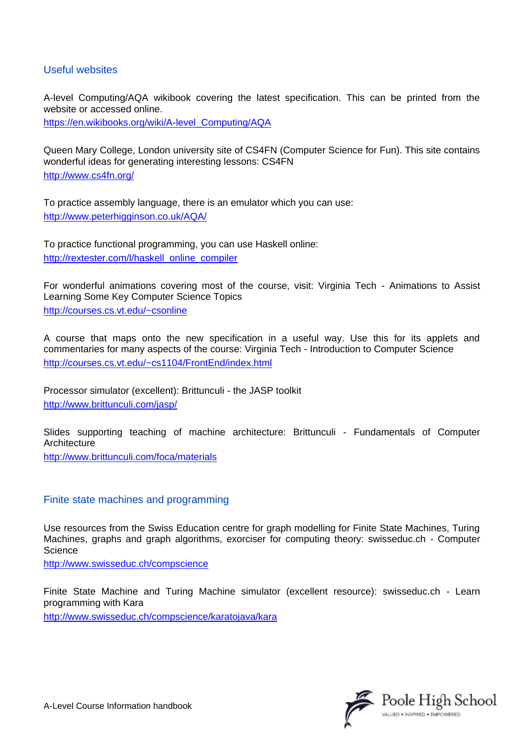## Useful websites

A-level Computing/AQA wikibook covering the latest specification. This can be printed from the website or accessed online.
https://en.wikibooks.org/wiki/A-level_Computing/AQA

Queen Mary College, London university site of CS4FN (Computer Science for Fun). This site contains wonderful ideas for generating interesting lessons: CS4FN
http://www.cs4fn.org/

To practice assembly language, there is an emulator which you can use:
http://www.peterhigginson.co.uk/AQA/

To practice functional programming, you can use Haskell online:
http://rextester.com/l/haskell_online_compiler

For wonderful animations covering most of the course, visit: Virginia Tech - Animations to Assist Learning Some Key Computer Science Topics
http://courses.cs.vt.edu/~csonline

A course that maps onto the new specification in a useful way. Use this for its applets and commentaries for many aspects of the course: Virginia Tech - Introduction to Computer Science
http://courses.cs.vt.edu/~cs1104/FrontEnd/index.html

Processor simulator (excellent): Brittunculi - the JASP toolkit
http://www.brittunculi.com/jasp/

Slides supporting teaching of machine architecture: Brittunculi - Fundamentals of Computer Architecture
http://www.brittunculi.com/foca/materials

## Finite state machines and programming

Use resources from the Swiss Education centre for graph modelling for Finite State Machines, Turing Machines, graphs and graph algorithms, exorciser for computing theory: swisseduc.ch - Computer Science
http://www.swisseduc.ch/compscience

Finite State Machine and Turing Machine simulator (excellent resource): swisseduc.ch - Learn programming with Kara
http://www.swisseduc.ch/compscience/karatojava/kara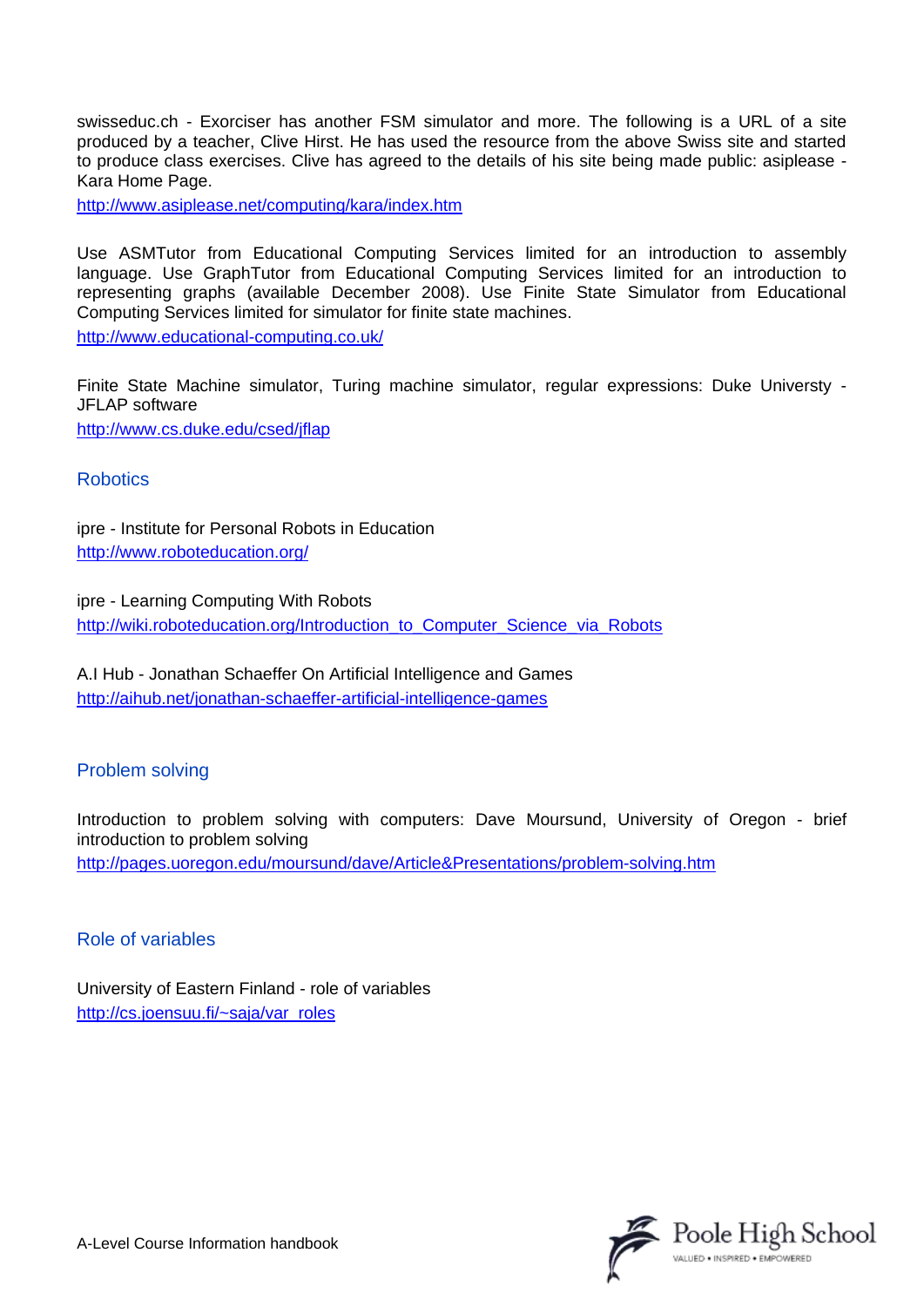swisseduc.ch - Exorciser has another FSM simulator and more. The following is a URL of a site produced by a teacher, Clive Hirst. He has used the resource from the above Swiss site and started to produce class exercises. Clive has agreed to the details of his site being made public: asiplease - Kara Home Page.

http://www.asiplease.net/computing/kara/index.htm

Use ASMTutor from Educational Computing Services limited for an introduction to assembly language. Use GraphTutor from Educational Computing Services limited for an introduction to representing graphs (available December 2008). Use Finite State Simulator from Educational Computing Services limited for simulator for finite state machines.

http://www.educational-computing.co.uk/

Finite State Machine simulator, Turing machine simulator, regular expressions: Duke Universty - JFLAP software

http://www.cs.duke.edu/csed/jflap

## Robotics

ipre - Institute for Personal Robots in Education

http://www.roboteducation.org/

ipre - Learning Computing With Robots

http://wiki.roboteducation.org/Introduction_to_Computer_Science_via_Robots

A.I Hub - Jonathan Schaeffer On Artificial Intelligence and Games

http://aihub.net/jonathan-schaeffer-artificial-intelligence-games

## Problem solving

Introduction to problem solving with computers: Dave Moursund, University of Oregon - brief introduction to problem solving

http://pages.uoregon.edu/moursund/dave/Article&Presentations/problem-solving.htm

## Role of variables

University of Eastern Finland - role of variables

http://cs.joensuu.fi/~saja/var_roles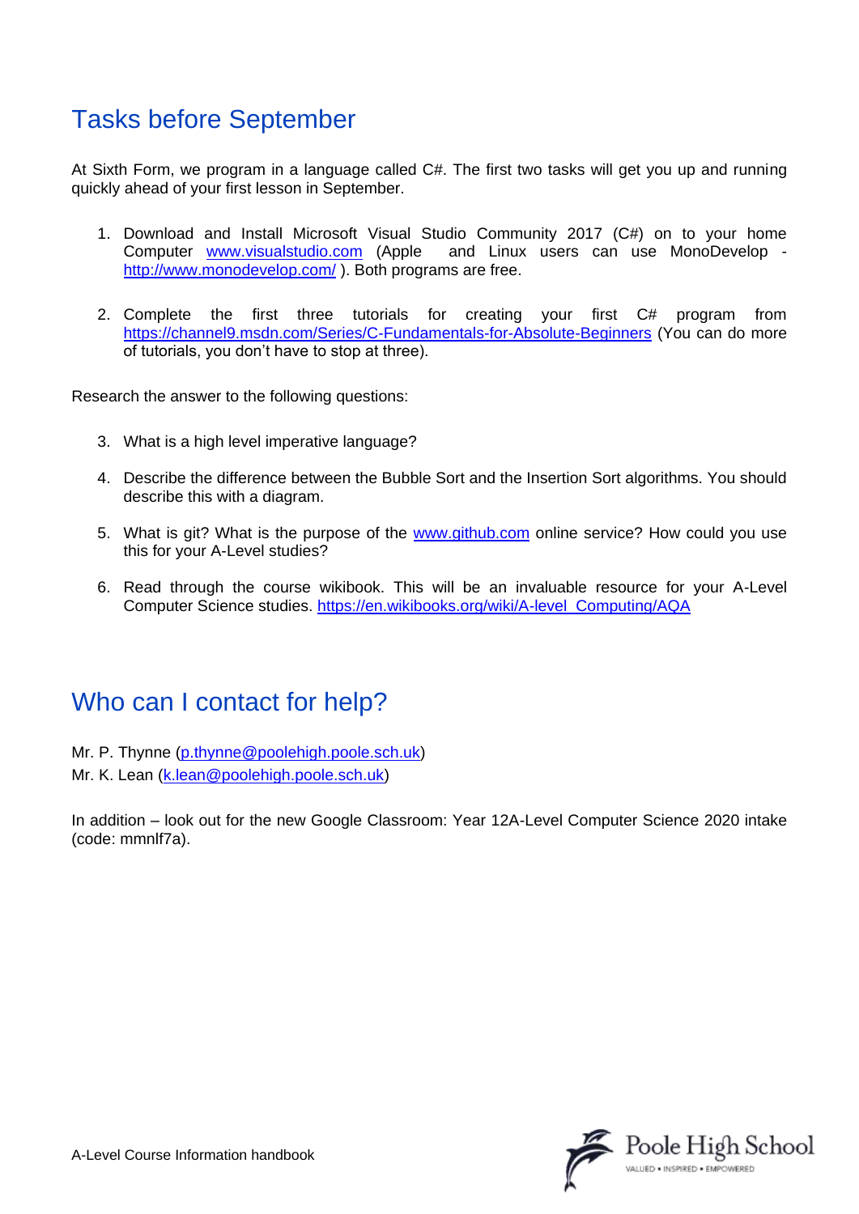## Tasks before September

At Sixth Form, we program in a language called C#. The first two tasks will get you up and running quickly ahead of your first lesson in September.

1. Download and Install Microsoft Visual Studio Community 2017 (C#) on to your home Computer www.visualstudio.com (Apple and Linux users can use MonoDevelop - http://www.monodevelop.com/ ). Both programs are free.

2. Complete the first three tutorials for creating your first C# program from https://channel9.msdn.com/Series/C-Fundamentals-for-Absolute-Beginners (You can do more of tutorials, you don't have to stop at three).

Research the answer to the following questions:

3. What is a high level imperative language?

4. Describe the difference between the Bubble Sort and the Insertion Sort algorithms. You should describe this with a diagram.

5. What is git? What is the purpose of the www.github.com online service? How could you use this for your A-Level studies?

6. Read through the course wikibook. This will be an invaluable resource for your A-Level Computer Science studies. https://en.wikibooks.org/wiki/A-level_Computing/AQA

## Who can I contact for help?

Mr. P. Thynne (p.thynne@poolehigh.poole.sch.uk)
Mr. K. Lean (k.lean@poolehigh.poole.sch.uk)

In addition – look out for the new Google Classroom: Year 12A-Level Computer Science 2020 intake (code: mmnlf7a).